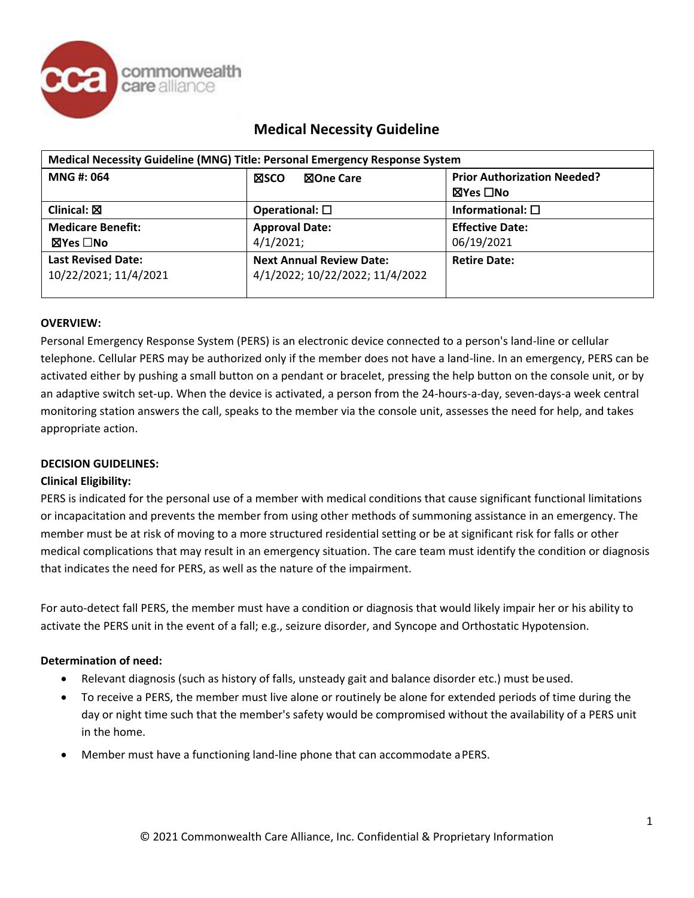# Medical Necessity Guideline

| Medical Necessity Guideline (MNG) Title: Personal Emergency Response System | | |
|---|---|---|
| **MNG #: 064** | ☒SCO ☒One Care | **Prior Authorization Needed?** ☒Yes ☐No |
| **Clinical:** ☒ | **Operational:** ☐ | **Informational:** ☐ |
| **Medicare Benefit:** ☒Yes ☐No | **Approval Date:** 4/1/2021; | **Effective Date:** 06/19/2021 |
| **Last Revised Date:** 10/22/2021; 11/4/2021 | **Next Annual Review Date:** 4/1/2022; 10/22/2022; 11/4/2022 | **Retire Date:** |

**OVERVIEW:**

Personal Emergency Response System (PERS) is an electronic device connected to a person's land-line or cellular telephone. Cellular PERS may be authorized only if the member does not have a land-line. In an emergency, PERS can be activated either by pushing a small button on a pendant or bracelet, pressing the help button on the console unit, or by an adaptive switch set-up. When the device is activated, a person from the 24-hours-a-day, seven-days-a week central monitoring station answers the call, speaks to the member via the console unit, assesses the need for help, and takes appropriate action.

**DECISION GUIDELINES:**

**Clinical Eligibility:**

PERS is indicated for the personal use of a member with medical conditions that cause significant functional limitations or incapacitation and prevents the member from using other methods of summoning assistance in an emergency. The member must be at risk of moving to a more structured residential setting or be at significant risk for falls or other medical complications that may result in an emergency situation. The care team must identify the condition or diagnosis that indicates the need for PERS, as well as the nature of the impairment.

For auto-detect fall PERS, the member must have a condition or diagnosis that would likely impair her or his ability to activate the PERS unit in the event of a fall; e.g., seizure disorder, and Syncope and Orthostatic Hypotension.

**Determination of need:**

- Relevant diagnosis (such as history of falls, unsteady gait and balance disorder etc.) must be used.
- To receive a PERS, the member must live alone or routinely be alone for extended periods of time during the day or night time such that the member's safety would be compromised without the availability of a PERS unit in the home.
- Member must have a functioning land-line phone that can accommodate a PERS.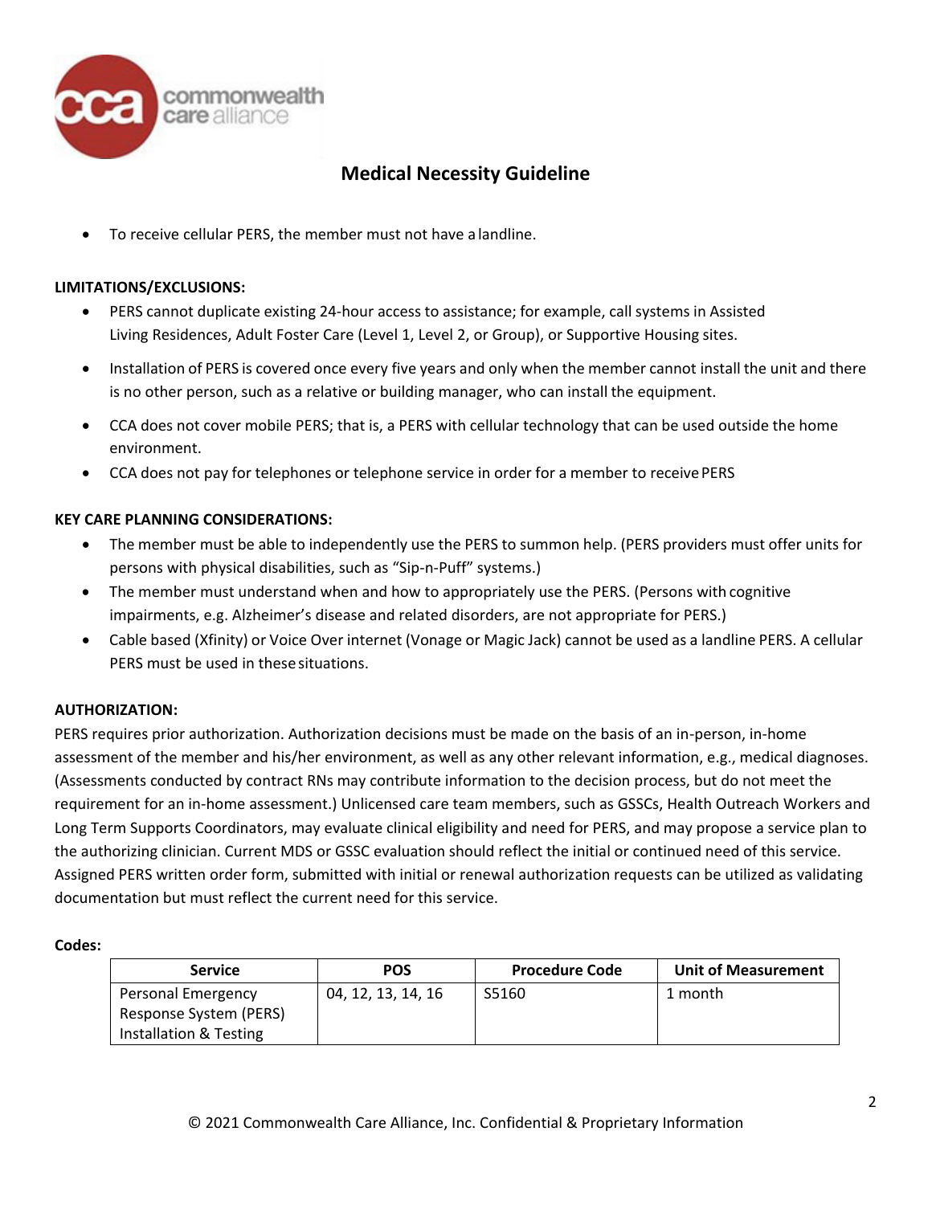## Medical Necessity Guideline

- To receive cellular PERS, the member must not have a landline.

**LIMITATIONS/EXCLUSIONS:**

- PERS cannot duplicate existing 24-hour access to assistance; for example, call systems in Assisted Living Residences, Adult Foster Care (Level 1, Level 2, or Group), or Supportive Housing sites.
- Installation of PERS is covered once every five years and only when the member cannot install the unit and there is no other person, such as a relative or building manager, who can install the equipment.
- CCA does not cover mobile PERS; that is, a PERS with cellular technology that can be used outside the home environment.
- CCA does not pay for telephones or telephone service in order for a member to receive PERS

**KEY CARE PLANNING CONSIDERATIONS:**

- The member must be able to independently use the PERS to summon help. (PERS providers must offer units for persons with physical disabilities, such as "Sip-n-Puff" systems.)
- The member must understand when and how to appropriately use the PERS. (Persons with cognitive impairments, e.g. Alzheimer's disease and related disorders, are not appropriate for PERS.)
- Cable based (Xfinity) or Voice Over internet (Vonage or Magic Jack) cannot be used as a landline PERS. A cellular PERS must be used in these situations.

**AUTHORIZATION:**

PERS requires prior authorization. Authorization decisions must be made on the basis of an in-person, in-home assessment of the member and his/her environment, as well as any other relevant information, e.g., medical diagnoses. (Assessments conducted by contract RNs may contribute information to the decision process, but do not meet the requirement for an in-home assessment.) Unlicensed care team members, such as GSSCs, Health Outreach Workers and Long Term Supports Coordinators, may evaluate clinical eligibility and need for PERS, and may propose a service plan to the authorizing clinician. Current MDS or GSSC evaluation should reflect the initial or continued need of this service. Assigned PERS written order form, submitted with initial or renewal authorization requests can be utilized as validating documentation but must reflect the current need for this service.

**Codes:**

| Service | POS | Procedure Code | Unit of Measurement |
|---|---|---|---|
| Personal Emergency Response System (PERS) Installation & Testing | 04, 12, 13, 14, 16 | S5160 | 1 month |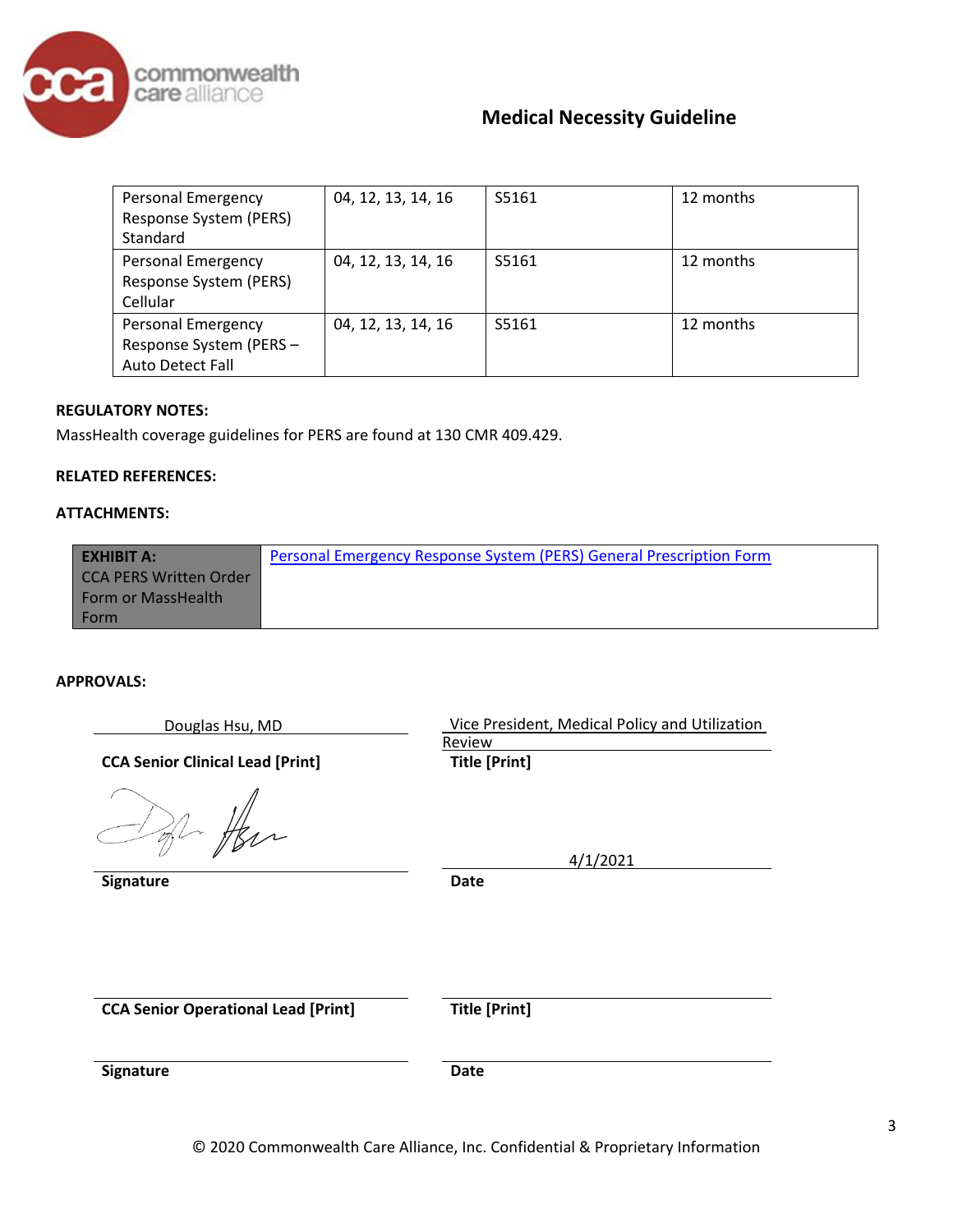| Personal Emergency Response System (PERS) Standard | 04, 12, 13, 14, 16 | S5161 | 12 months |
|---|---|---|---|
| Personal Emergency Response System (PERS) Cellular | 04, 12, 13, 14, 16 | S5161 | 12 months |
| Personal Emergency Response System (PERS – Auto Detect Fall | 04, 12, 13, 14, 16 | S5161 | 12 months |

**REGULATORY NOTES:**

MassHealth coverage guidelines for PERS are found at 130 CMR 409.429.

**RELATED REFERENCES:**

**ATTACHMENTS:**

| **EXHIBIT A:** CCA PERS Written Order Form or MassHealth Form | Personal Emergency Response System (PERS) General Prescription Form |
|---|---|

**APPROVALS:**

Douglas Hsu, MD
**CCA Senior Clinical Lead [Print]**

Vice President, Medical Policy and Utilization Review
**Title [Print]**

[Signature]
**Signature**

4/1/2021
**Date**

**CCA Senior Operational Lead [Print]**

**Title [Print]**

**Signature**

**Date**

© 2020 Commonwealth Care Alliance, Inc. Confidential & Proprietary Information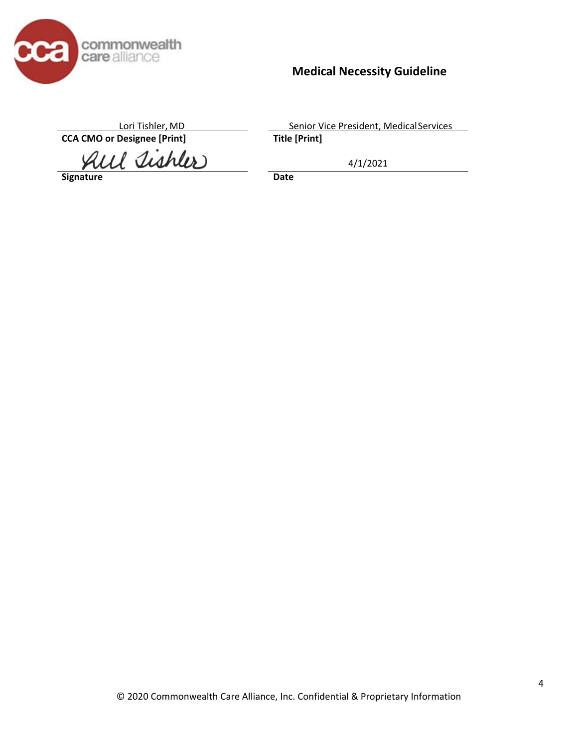Lori Tishler, MD
**CCA CMO or Designee [Print]**

Senior Vice President, Medical Services
**Title [Print]**

Lori Tishler
**Signature**

4/1/2021
**Date**